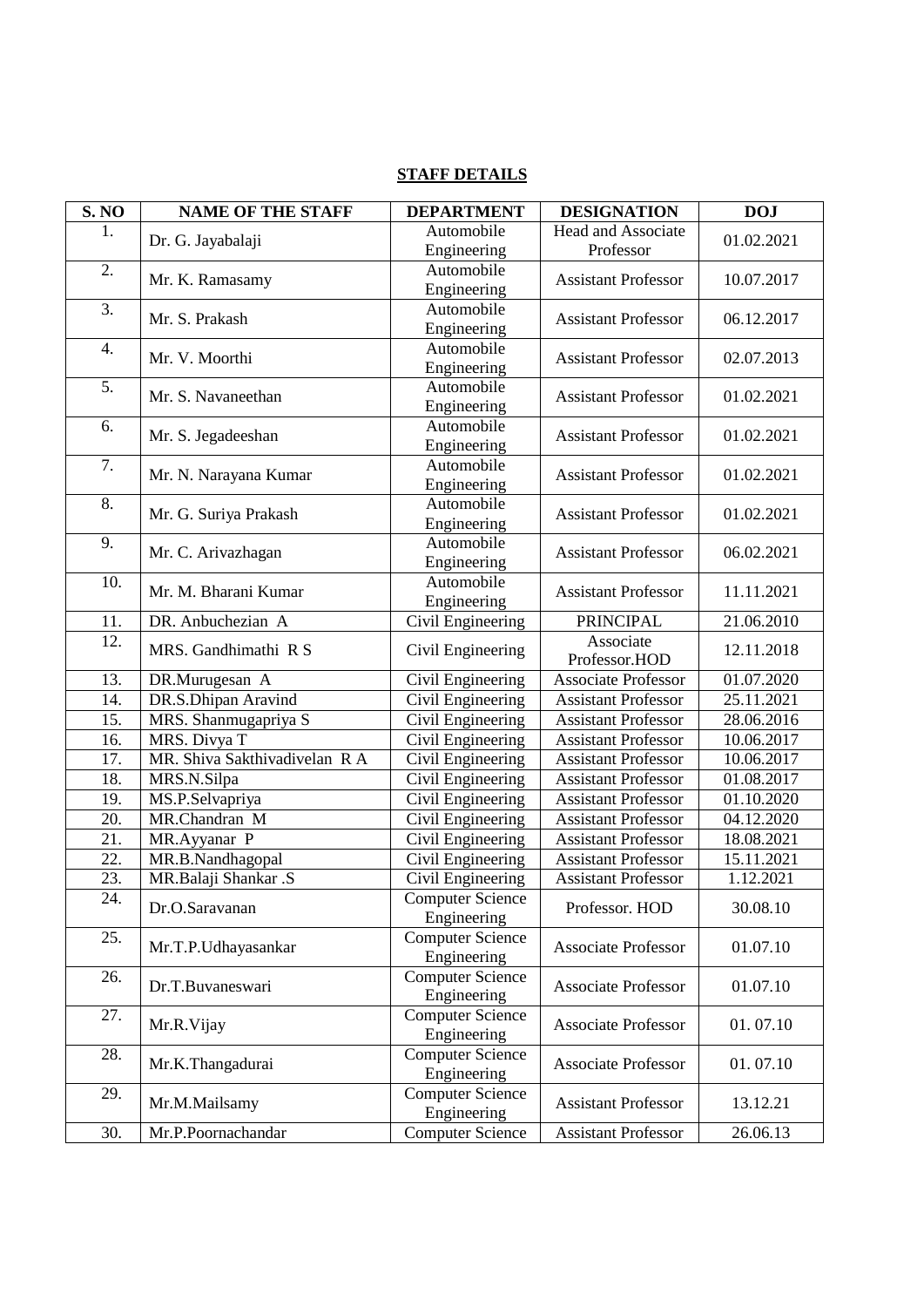**STAFF DETAILS**

| S. NO | NAME OF THE STAFF | DEPARTMENT | DESIGNATION | DOJ |
|---|---|---|---|---|
| 1. | Dr. G. Jayabalaji | Automobile Engineering | Head and Associate Professor | 01.02.2021 |
| 2. | Mr. K. Ramasamy | Automobile Engineering | Assistant Professor | 10.07.2017 |
| 3. | Mr. S. Prakash | Automobile Engineering | Assistant Professor | 06.12.2017 |
| 4. | Mr. V. Moorthi | Automobile Engineering | Assistant Professor | 02.07.2013 |
| 5. | Mr. S. Navaneethan | Automobile Engineering | Assistant Professor | 01.02.2021 |
| 6. | Mr. S. Jegadeeshan | Automobile Engineering | Assistant Professor | 01.02.2021 |
| 7. | Mr. N. Narayana Kumar | Automobile Engineering | Assistant Professor | 01.02.2021 |
| 8. | Mr. G. Suriya Prakash | Automobile Engineering | Assistant Professor | 01.02.2021 |
| 9. | Mr. C. Arivazhagan | Automobile Engineering | Assistant Professor | 06.02.2021 |
| 10. | Mr. M. Bharani Kumar | Automobile Engineering | Assistant Professor | 11.11.2021 |
| 11. | DR. Anbuchezian A | Civil Engineering | PRINCIPAL | 21.06.2010 |
| 12. | MRS. Gandhimathi R S | Civil Engineering | Associate Professor.HOD | 12.11.2018 |
| 13. | DR.Murugesan A | Civil Engineering | Associate Professor | 01.07.2020 |
| 14. | DR.S.Dhipan Aravind | Civil Engineering | Assistant Professor | 25.11.2021 |
| 15. | MRS. Shanmugapriya S | Civil Engineering | Assistant Professor | 28.06.2016 |
| 16. | MRS. Divya T | Civil Engineering | Assistant Professor | 10.06.2017 |
| 17. | MR. Shiva Sakthivadivelan R A | Civil Engineering | Assistant Professor | 10.06.2017 |
| 18. | MRS.N.Silpa | Civil Engineering | Assistant Professor | 01.08.2017 |
| 19. | MS.P.Selvapriya | Civil Engineering | Assistant Professor | 01.10.2020 |
| 20. | MR.Chandran M | Civil Engineering | Assistant Professor | 04.12.2020 |
| 21. | MR.Ayyanar P | Civil Engineering | Assistant Professor | 18.08.2021 |
| 22. | MR.B.Nandhagopal | Civil Engineering | Assistant Professor | 15.11.2021 |
| 23. | MR.Balaji Shankar .S | Civil Engineering | Assistant Professor | 1.12.2021 |
| 24. | Dr.O.Saravanan | Computer Science Engineering | Professor. HOD | 30.08.10 |
| 25. | Mr.T.P.Udhayasankar | Computer Science Engineering | Associate Professor | 01.07.10 |
| 26. | Dr.T.Buvaneswari | Computer Science Engineering | Associate Professor | 01.07.10 |
| 27. | Mr.R.Vijay | Computer Science Engineering | Associate Professor | 01. 07.10 |
| 28. | Mr.K.Thangadurai | Computer Science Engineering | Associate Professor | 01. 07.10 |
| 29. | Mr.M.Mailsamy | Computer Science Engineering | Assistant Professor | 13.12.21 |
| 30. | Mr.P.Poornachandar | Computer Science | Assistant Professor | 26.06.13 |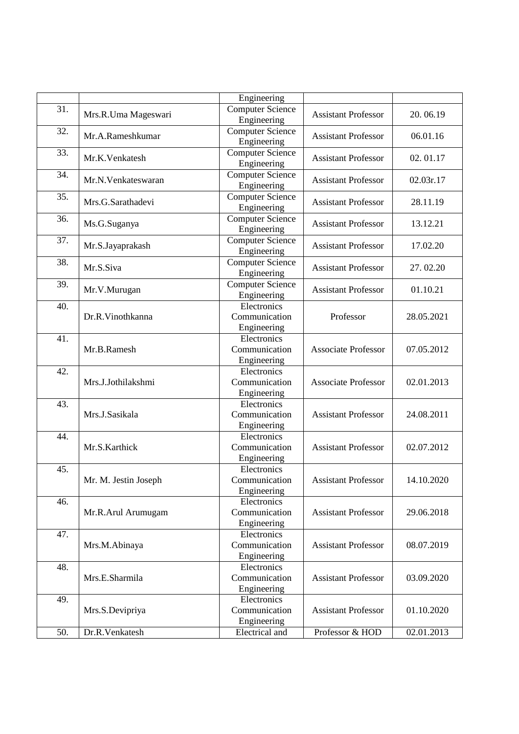| | | Engineering | | |
|---|---|---|---|---|
| 31. | Mrs.R.Uma Mageswari | Computer Science Engineering | Assistant Professor | 20. 06.19 |
| 32. | Mr.A.Rameshkumar | Computer Science Engineering | Assistant Professor | 06.01.16 |
| 33. | Mr.K.Venkatesh | Computer Science Engineering | Assistant Professor | 02. 01.17 |
| 34. | Mr.N.Venkateswaran | Computer Science Engineering | Assistant Professor | 02.03r.17 |
| 35. | Mrs.G.Sarathadevi | Computer Science Engineering | Assistant Professor | 28.11.19 |
| 36. | Ms.G.Suganya | Computer Science Engineering | Assistant Professor | 13.12.21 |
| 37. | Mr.S.Jayaprakash | Computer Science Engineering | Assistant Professor | 17.02.20 |
| 38. | Mr.S.Siva | Computer Science Engineering | Assistant Professor | 27. 02.20 |
| 39. | Mr.V.Murugan | Computer Science Engineering | Assistant Professor | 01.10.21 |
| 40. | Dr.R.Vinothkanna | Electronics Communication Engineering | Professor | 28.05.2021 |
| 41. | Mr.B.Ramesh | Electronics Communication Engineering | Associate Professor | 07.05.2012 |
| 42. | Mrs.J.Jothilakshmi | Electronics Communication Engineering | Associate Professor | 02.01.2013 |
| 43. | Mrs.J.Sasikala | Electronics Communication Engineering | Assistant Professor | 24.08.2011 |
| 44. | Mr.S.Karthick | Electronics Communication Engineering | Assistant Professor | 02.07.2012 |
| 45. | Mr. M. Jestin Joseph | Electronics Communication Engineering | Assistant Professor | 14.10.2020 |
| 46. | Mr.R.Arul Arumugam | Electronics Communication Engineering | Assistant Professor | 29.06.2018 |
| 47. | Mrs.M.Abinaya | Electronics Communication Engineering | Assistant Professor | 08.07.2019 |
| 48. | Mrs.E.Sharmila | Electronics Communication Engineering | Assistant Professor | 03.09.2020 |
| 49. | Mrs.S.Devipriya | Electronics Communication Engineering | Assistant Professor | 01.10.2020 |
| 50. | Dr.R.Venkatesh | Electrical and | Professor & HOD | 02.01.2013 |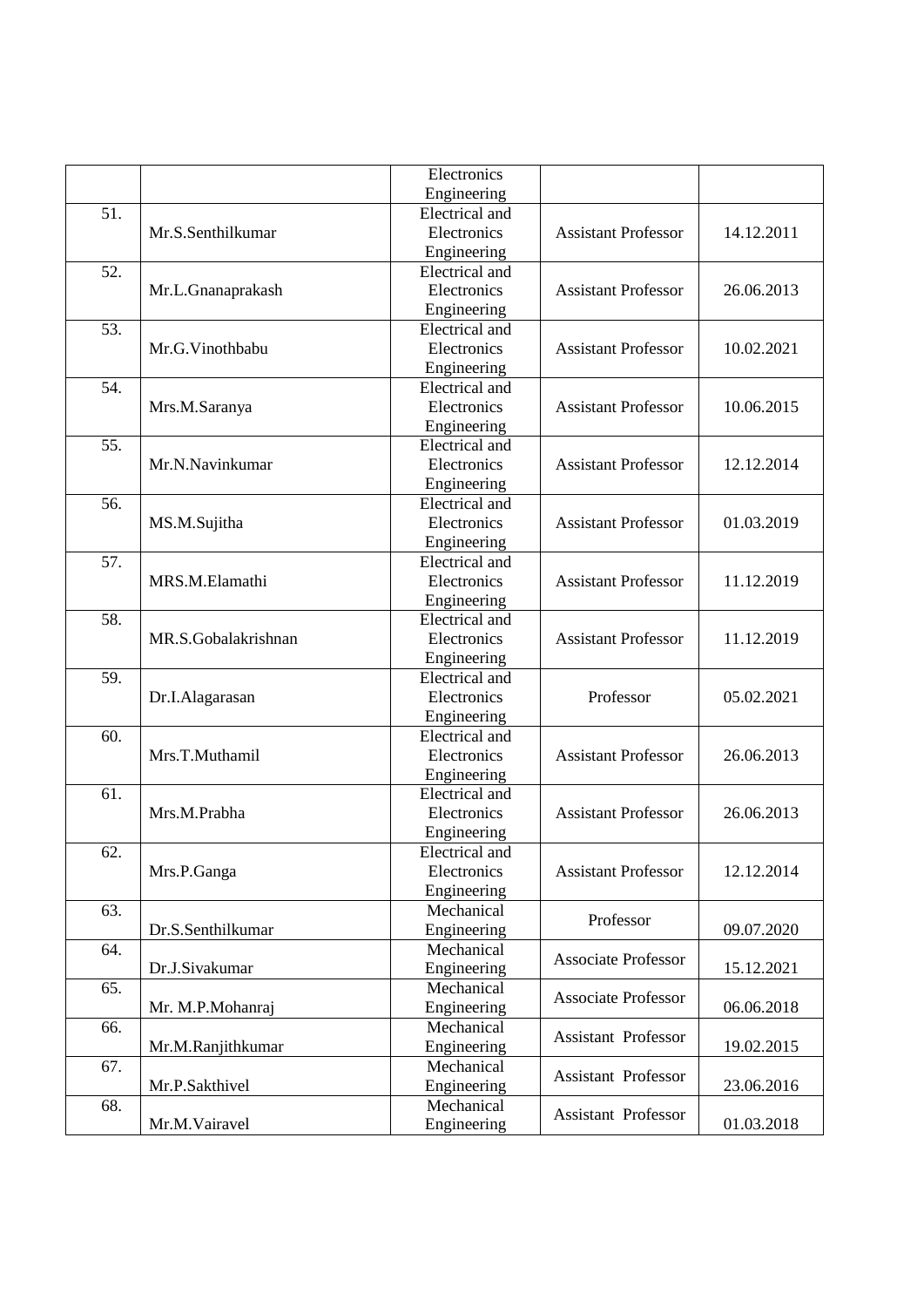| | | Electronics Engineering | | |
|---|---|---|---|---|
| 51. | Mr.S.Senthilkumar | Electrical and Electronics Engineering | Assistant Professor | 14.12.2011 |
| 52. | Mr.L.Gnanaprakash | Electrical and Electronics Engineering | Assistant Professor | 26.06.2013 |
| 53. | Mr.G.Vinothbabu | Electrical and Electronics Engineering | Assistant Professor | 10.02.2021 |
| 54. | Mrs.M.Saranya | Electrical and Electronics Engineering | Assistant Professor | 10.06.2015 |
| 55. | Mr.N.Navinkumar | Electrical and Electronics Engineering | Assistant Professor | 12.12.2014 |
| 56. | MS.M.Sujitha | Electrical and Electronics Engineering | Assistant Professor | 01.03.2019 |
| 57. | MRS.M.Elamathi | Electrical and Electronics Engineering | Assistant Professor | 11.12.2019 |
| 58. | MR.S.Gobalakrishnan | Electrical and Electronics Engineering | Assistant Professor | 11.12.2019 |
| 59. | Dr.I.Alagarasan | Electrical and Electronics Engineering | Professor | 05.02.2021 |
| 60. | Mrs.T.Muthamil | Electrical and Electronics Engineering | Assistant Professor | 26.06.2013 |
| 61. | Mrs.M.Prabha | Electrical and Electronics Engineering | Assistant Professor | 26.06.2013 |
| 62. | Mrs.P.Ganga | Electrical and Electronics Engineering | Assistant Professor | 12.12.2014 |
| 63. | Dr.S.Senthilkumar | Mechanical Engineering | Professor | 09.07.2020 |
| 64. | Dr.J.Sivakumar | Mechanical Engineering | Associate Professor | 15.12.2021 |
| 65. | Mr. M.P.Mohanraj | Mechanical Engineering | Associate Professor | 06.06.2018 |
| 66. | Mr.M.Ranjithkumar | Mechanical Engineering | Assistant Professor | 19.02.2015 |
| 67. | Mr.P.Sakthivel | Mechanical Engineering | Assistant Professor | 23.06.2016 |
| 68. | Mr.M.Vairavel | Mechanical Engineering | Assistant Professor | 01.03.2018 |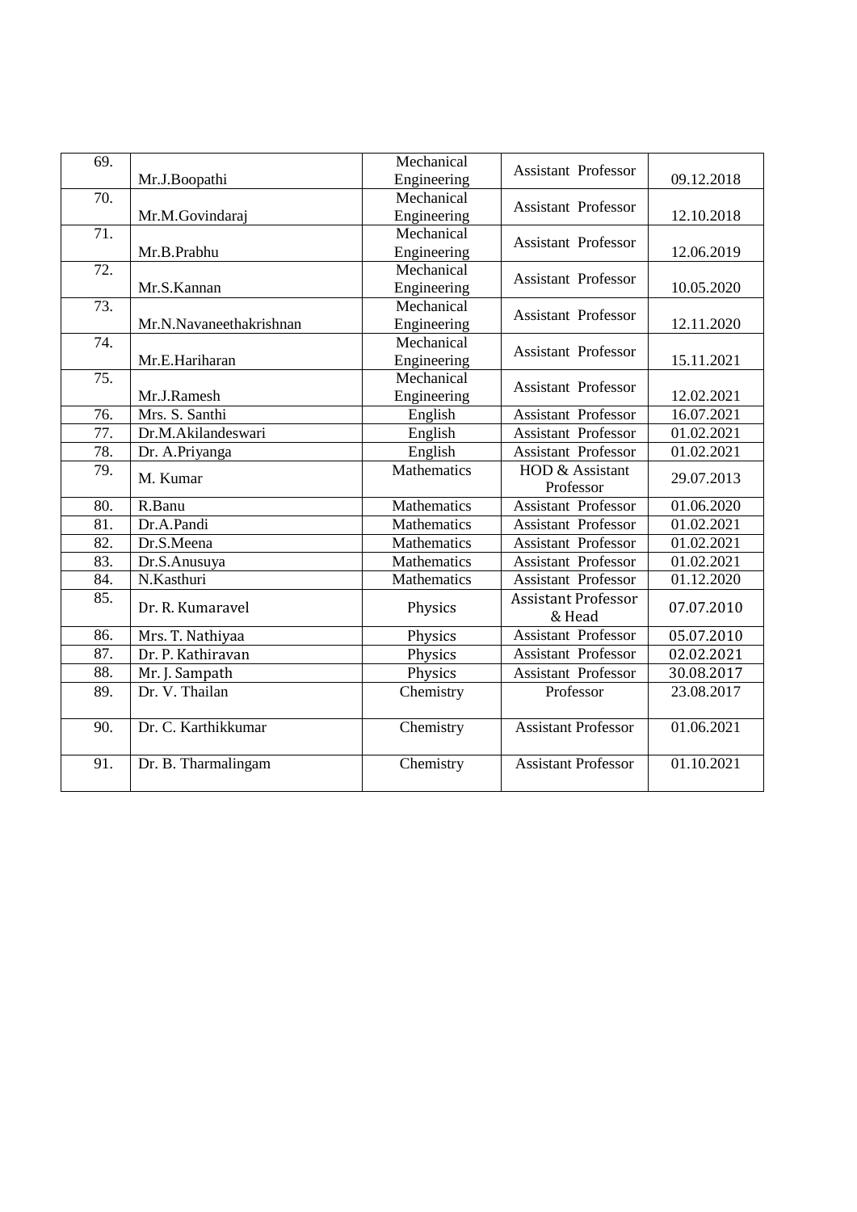| | | | | |
|---|---|---|---|---|
| 69. | Mr.J.Boopathi | Mechanical Engineering | Assistant Professor | 09.12.2018 |
| 70. | Mr.M.Govindaraj | Mechanical Engineering | Assistant Professor | 12.10.2018 |
| 71. | Mr.B.Prabhu | Mechanical Engineering | Assistant Professor | 12.06.2019 |
| 72. | Mr.S.Kannan | Mechanical Engineering | Assistant Professor | 10.05.2020 |
| 73. | Mr.N.Navaneethakrishnan | Mechanical Engineering | Assistant Professor | 12.11.2020 |
| 74. | Mr.E.Hariharan | Mechanical Engineering | Assistant Professor | 15.11.2021 |
| 75. | Mr.J.Ramesh | Mechanical Engineering | Assistant Professor | 12.02.2021 |
| 76. | Mrs. S. Santhi | English | Assistant Professor | 16.07.2021 |
| 77. | Dr.M.Akilandeswari | English | Assistant Professor | 01.02.2021 |
| 78. | Dr. A.Priyanga | English | Assistant Professor | 01.02.2021 |
| 79. | M. Kumar | Mathematics | HOD & Assistant Professor | 29.07.2013 |
| 80. | R.Banu | Mathematics | Assistant Professor | 01.06.2020 |
| 81. | Dr.A.Pandi | Mathematics | Assistant Professor | 01.02.2021 |
| 82. | Dr.S.Meena | Mathematics | Assistant Professor | 01.02.2021 |
| 83. | Dr.S.Anusuya | Mathematics | Assistant Professor | 01.02.2021 |
| 84. | N.Kasthuri | Mathematics | Assistant Professor | 01.12.2020 |
| 85. | Dr. R. Kumaravel | Physics | Assistant Professor & Head | 07.07.2010 |
| 86. | Mrs. T. Nathiyaa | Physics | Assistant Professor | 05.07.2010 |
| 87. | Dr. P. Kathiravan | Physics | Assistant Professor | 02.02.2021 |
| 88. | Mr. J. Sampath | Physics | Assistant Professor | 30.08.2017 |
| 89. | Dr. V. Thailan | Chemistry | Professor | 23.08.2017 |
| 90. | Dr. C. Karthikkumar | Chemistry | Assistant Professor | 01.06.2021 |
| 91. | Dr. B. Tharmalingam | Chemistry | Assistant Professor | 01.10.2021 |